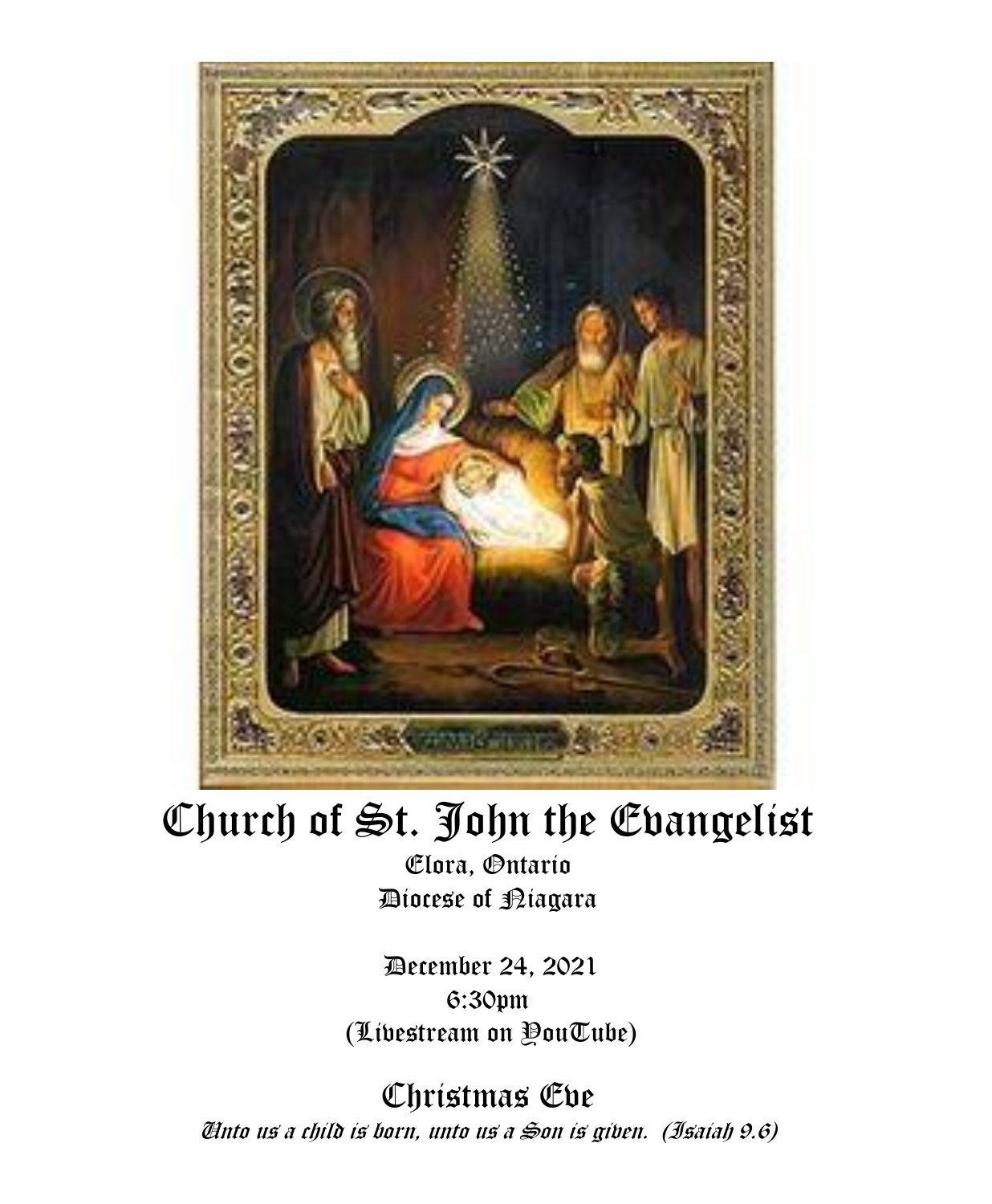# Church of St. John the Evangelist

Elora, Ontario
Diocese of Niagara

December 24, 2021
6:30pm
(Livestream on YouTube)

## Christmas Eve

*Unto us a child is born, unto us a Son is given. (Isaiah 9.6)*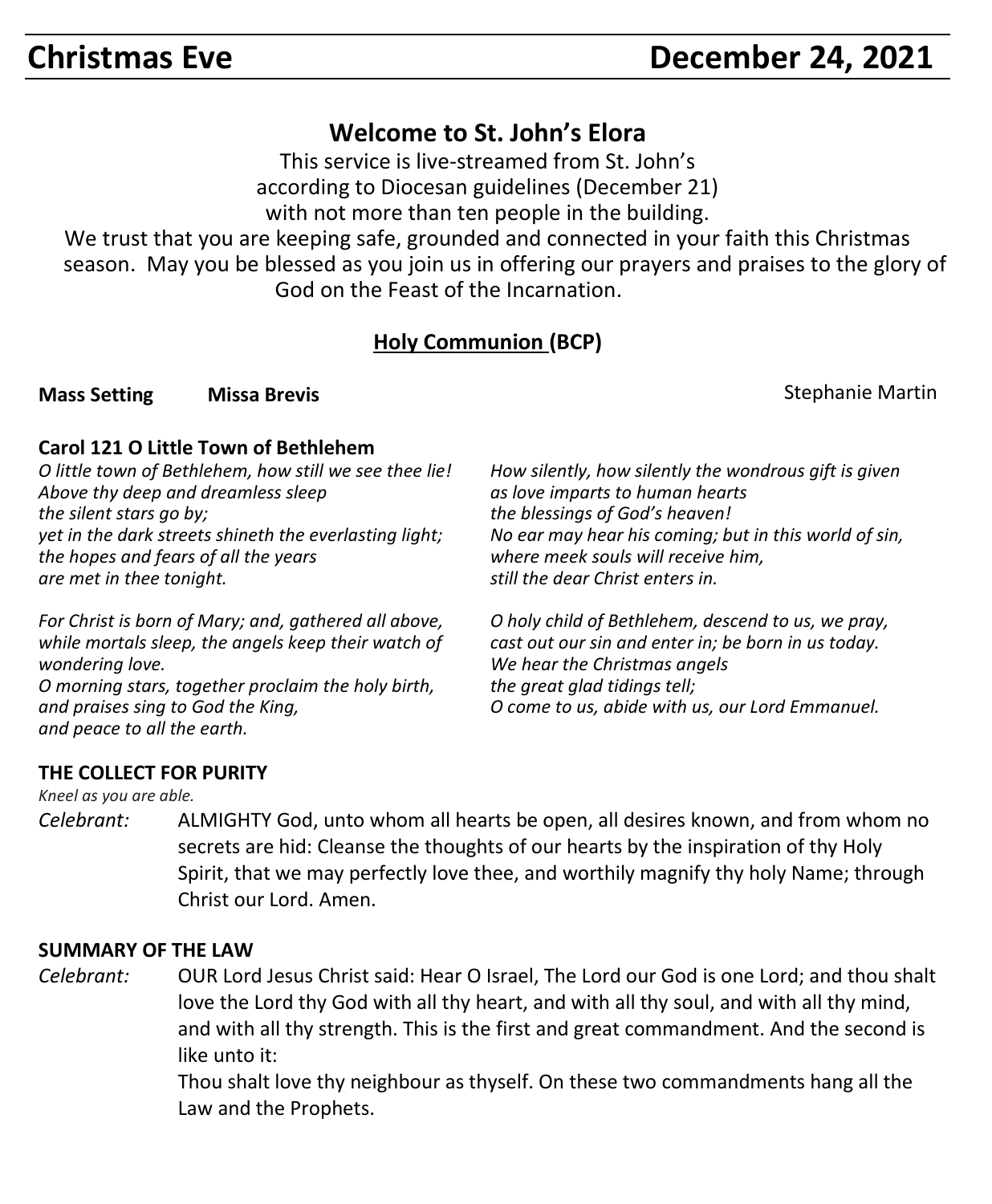# Christmas Eve December 24, 2021

## Welcome to St. John's Elora

This service is live-streamed from St. John's
according to Diocesan guidelines (December 21)
with not more than ten people in the building.
We trust that you are keeping safe, grounded and connected in your faith this Christmas season. May you be blessed as you join us in offering our prayers and praises to the glory of God on the Feast of the Incarnation.

### Holy Communion (BCP)

**Mass Setting** **Missa Brevis** Stephanie Martin

**Carol 121 O Little Town of Bethlehem**

*O little town of Bethlehem, how still we see thee lie!*
*Above thy deep and dreamless sleep*
*the silent stars go by;*
*yet in the dark streets shineth the everlasting light;*
*the hopes and fears of all the years*
*are met in thee tonight.*

*For Christ is born of Mary; and, gathered all above,*
*while mortals sleep, the angels keep their watch of wondering love.*
*O morning stars, together proclaim the holy birth,*
*and praises sing to God the King,*
*and peace to all the earth.*

*How silently, how silently the wondrous gift is given*
*as love imparts to human hearts*
*the blessings of God's heaven!*
*No ear may hear his coming; but in this world of sin,*
*where meek souls will receive him,*
*still the dear Christ enters in.*

*O holy child of Bethlehem, descend to us, we pray,*
*cast out our sin and enter in; be born in us today.*
*We hear the Christmas angels*
*the great glad tidings tell;*
*O come to us, abide with us, our Lord Emmanuel.*

**THE COLLECT FOR PURITY**

*Kneel as you are able.*

*Celebrant:* ALMIGHTY God, unto whom all hearts be open, all desires known, and from whom no secrets are hid: Cleanse the thoughts of our hearts by the inspiration of thy Holy Spirit, that we may perfectly love thee, and worthily magnify thy holy Name; through Christ our Lord. Amen.

**SUMMARY OF THE LAW**

*Celebrant:* OUR Lord Jesus Christ said: Hear O Israel, The Lord our God is one Lord; and thou shalt love the Lord thy God with all thy heart, and with all thy soul, and with all thy mind, and with all thy strength. This is the first and great commandment. And the second is like unto it:
Thou shalt love thy neighbour as thyself. On these two commandments hang all the Law and the Prophets.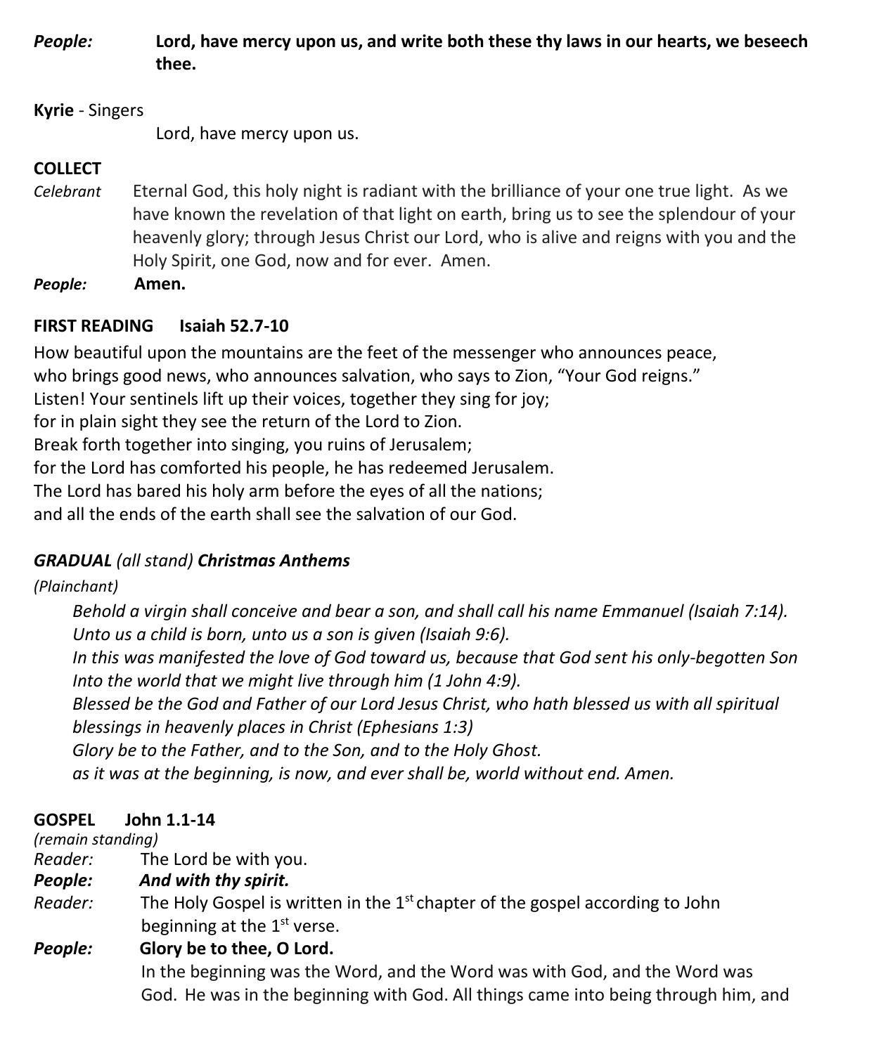***People:*** **Lord, have mercy upon us, and write both these thy laws in our hearts, we beseech thee.**

**Kyrie** - Singers

Lord, have mercy upon us.

**COLLECT**

*Celebrant* Eternal God, this holy night is radiant with the brilliance of your one true light. As we have known the revelation of that light on earth, bring us to see the splendour of your heavenly glory; through Jesus Christ our Lord, who is alive and reigns with you and the Holy Spirit, one God, now and for ever. Amen.

***People:*** **Amen.**

**FIRST READING Isaiah 52.7-10**

How beautiful upon the mountains are the feet of the messenger who announces peace,
who brings good news, who announces salvation, who says to Zion, "Your God reigns."
Listen! Your sentinels lift up their voices, together they sing for joy;
for in plain sight they see the return of the Lord to Zion.
Break forth together into singing, you ruins of Jerusalem;
for the Lord has comforted his people, he has redeemed Jerusalem.
The Lord has bared his holy arm before the eyes of all the nations;
and all the ends of the earth shall see the salvation of our God.

***GRADUAL*** *(all stand)* ***Christmas Anthems***

*(Plainchant)*

*Behold a virgin shall conceive and bear a son, and shall call his name Emmanuel (Isaiah 7:14).*
*Unto us a child is born, unto us a son is given (Isaiah 9:6).*
*In this was manifested the love of God toward us, because that God sent his only-begotten Son Into the world that we might live through him (1 John 4:9).*
*Blessed be the God and Father of our Lord Jesus Christ, who hath blessed us with all spiritual blessings in heavenly places in Christ (Ephesians 1:3)*
*Glory be to the Father, and to the Son, and to the Holy Ghost.*
*as it was at the beginning, is now, and ever shall be, world without end. Amen.*

**GOSPEL John 1.1-14**

*(remain standing)*

*Reader:* The Lord be with you.

***People:*** ***And with thy spirit.***

*Reader:* The Holy Gospel is written in the 1st chapter of the gospel according to John beginning at the 1st verse.

***People:*** **Glory be to thee, O Lord.**

In the beginning was the Word, and the Word was with God, and the Word was God. He was in the beginning with God. All things came into being through him, and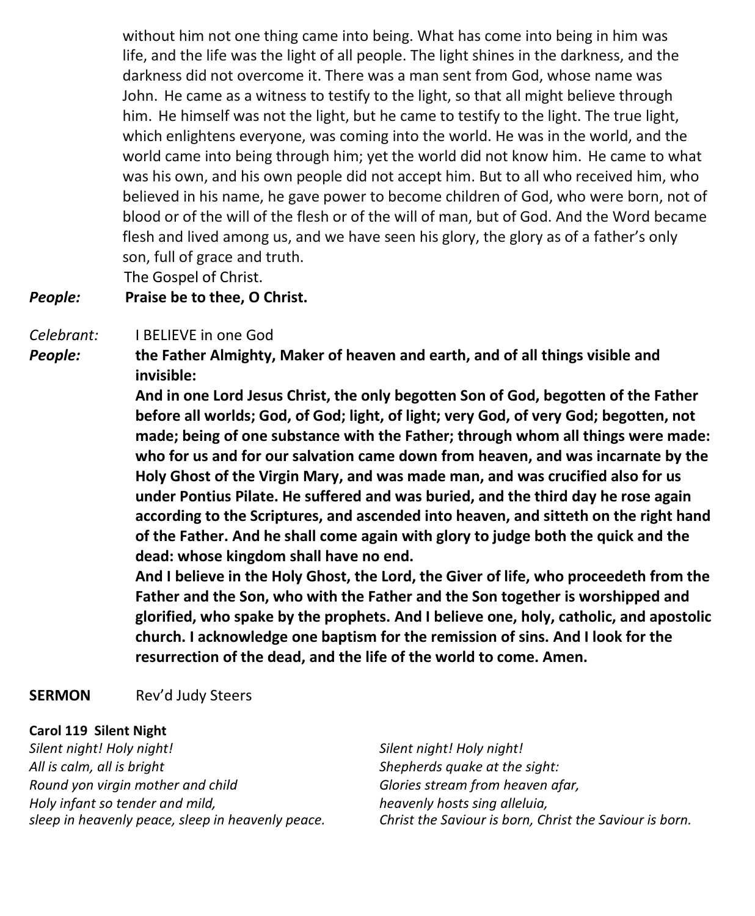without him not one thing came into being. What has come into being in him was life, and the life was the light of all people. The light shines in the darkness, and the darkness did not overcome it. There was a man sent from God, whose name was John. He came as a witness to testify to the light, so that all might believe through him. He himself was not the light, but he came to testify to the light. The true light, which enlightens everyone, was coming into the world. He was in the world, and the world came into being through him; yet the world did not know him. He came to what was his own, and his own people did not accept him. But to all who received him, who believed in his name, he gave power to become children of God, who were born, not of blood or of the will of the flesh or of the will of man, but of God. And the Word became flesh and lived among us, and we have seen his glory, the glory as of a father's only son, full of grace and truth.

The Gospel of Christ.

***People:*** **Praise be to thee, O Christ.**

*Celebrant:* I BELIEVE in one God

***People:*** **the Father Almighty, Maker of heaven and earth, and of all things visible and invisible:**

**And in one Lord Jesus Christ, the only begotten Son of God, begotten of the Father before all worlds; God, of God; light, of light; very God, of very God; begotten, not made; being of one substance with the Father; through whom all things were made: who for us and for our salvation came down from heaven, and was incarnate by the Holy Ghost of the Virgin Mary, and was made man, and was crucified also for us under Pontius Pilate. He suffered and was buried, and the third day he rose again according to the Scriptures, and ascended into heaven, and sitteth on the right hand of the Father. And he shall come again with glory to judge both the quick and the dead: whose kingdom shall have no end.**

**And I believe in the Holy Ghost, the Lord, the Giver of life, who proceedeth from the Father and the Son, who with the Father and the Son together is worshipped and glorified, who spake by the prophets. And I believe one, holy, catholic, and apostolic church. I acknowledge one baptism for the remission of sins. And I look for the resurrection of the dead, and the life of the world to come. Amen.**

**SERMON** Rev'd Judy Steers

**Carol 119 Silent Night**

*Silent night! Holy night!*
*All is calm, all is bright*
*Round yon virgin mother and child*
*Holy infant so tender and mild,*
*sleep in heavenly peace, sleep in heavenly peace.*

*Silent night! Holy night!*
*Shepherds quake at the sight:*
*Glories stream from heaven afar,*
*heavenly hosts sing alleluia,*
*Christ the Saviour is born, Christ the Saviour is born.*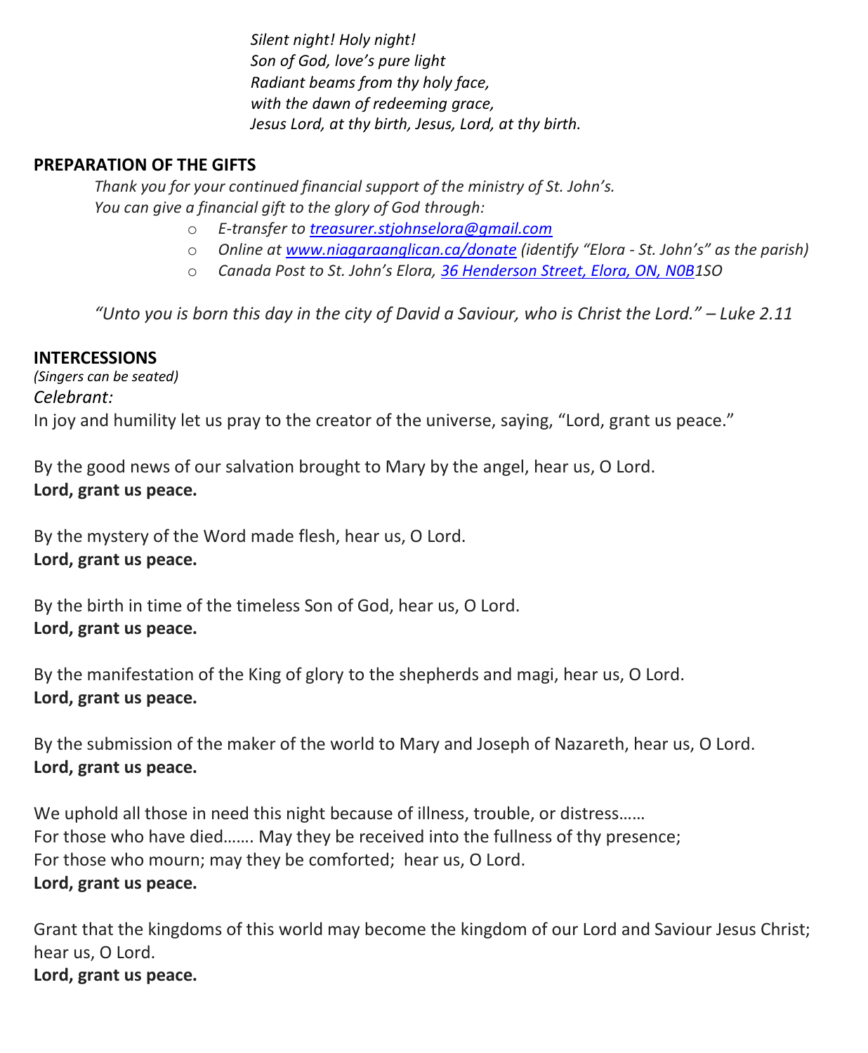*Silent night! Holy night!*
*Son of God, love's pure light*
*Radiant beams from thy holy face,*
*with the dawn of redeeming grace,*
*Jesus Lord, at thy birth, Jesus, Lord, at thy birth.*

**PREPARATION OF THE GIFTS**

*Thank you for your continued financial support of the ministry of St. John's.*
*You can give a financial gift to the glory of God through:*

- *E-transfer to [treasurer.stjohnselora@gmail.com](mailto:treasurer.stjohnselora@gmail.com)*
- *Online at [www.niagaraanglican.ca/donate](http://www.niagaraanglican.ca/donate) (identify "Elora - St. John's" as the parish)*
- *Canada Post to St. John's Elora, 36 Henderson Street, Elora, ON, N0B1SO*

*"Unto you is born this day in the city of David a Saviour, who is Christ the Lord." – Luke 2.11*

**INTERCESSIONS**
*(Singers can be seated)*
*Celebrant:*
In joy and humility let us pray to the creator of the universe, saying, "Lord, grant us peace."

By the good news of our salvation brought to Mary by the angel, hear us, O Lord.
**Lord, grant us peace.**

By the mystery of the Word made flesh, hear us, O Lord.
**Lord, grant us peace.**

By the birth in time of the timeless Son of God, hear us, O Lord.
**Lord, grant us peace.**

By the manifestation of the King of glory to the shepherds and magi, hear us, O Lord.
**Lord, grant us peace.**

By the submission of the maker of the world to Mary and Joseph of Nazareth, hear us, O Lord.
**Lord, grant us peace.**

We uphold all those in need this night because of illness, trouble, or distress……
For those who have died……. May they be received into the fullness of thy presence;
For those who mourn; may they be comforted; hear us, O Lord.
**Lord, grant us peace.**

Grant that the kingdoms of this world may become the kingdom of our Lord and Saviour Jesus Christ; hear us, O Lord.
**Lord, grant us peace.**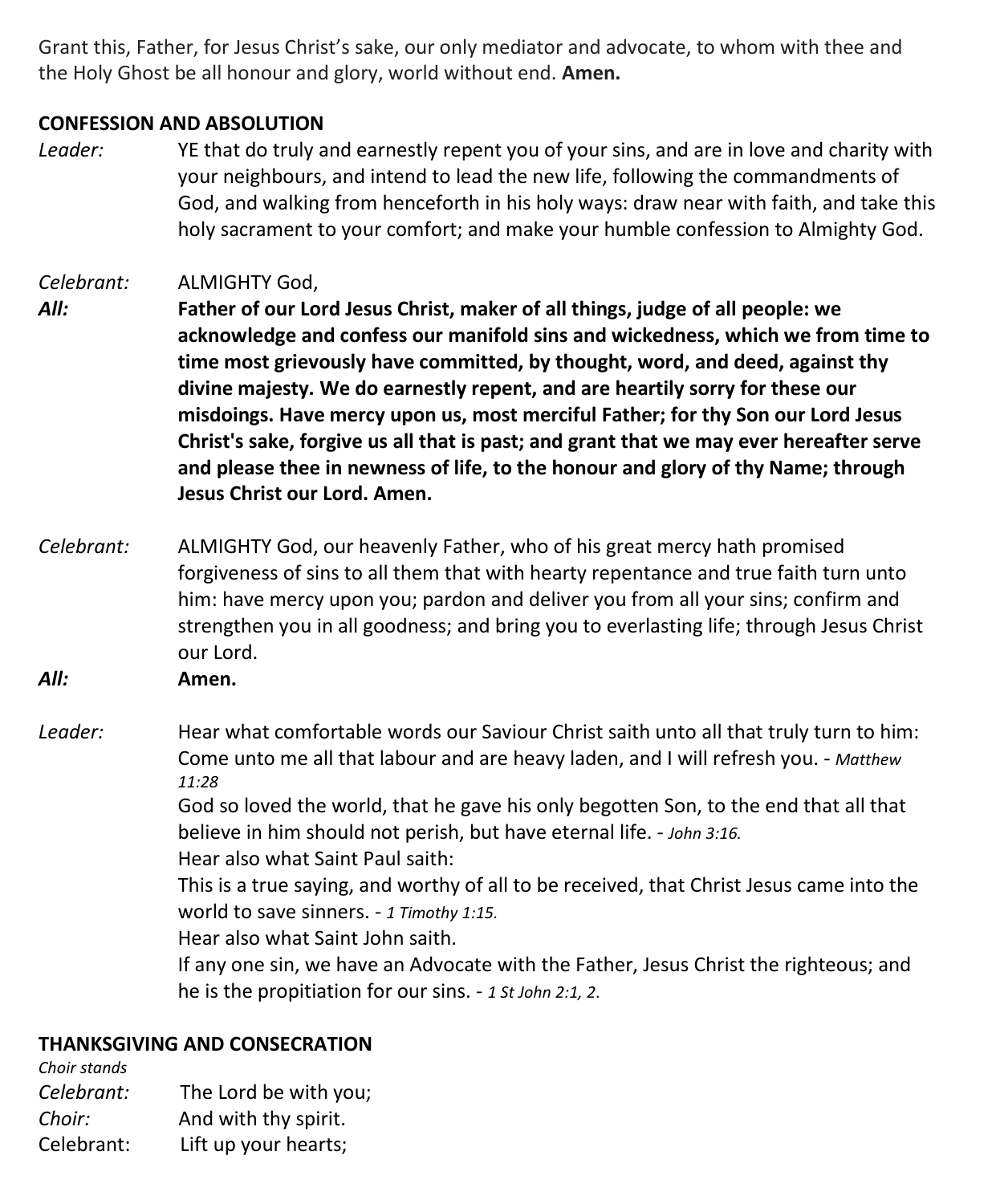Grant this, Father, for Jesus Christ's sake, our only mediator and advocate, to whom with thee and the Holy Ghost be all honour and glory, world without end. **Amen.**

**CONFESSION AND ABSOLUTION**

*Leader:* YE that do truly and earnestly repent you of your sins, and are in love and charity with your neighbours, and intend to lead the new life, following the commandments of God, and walking from henceforth in his holy ways: draw near with faith, and take this holy sacrament to your comfort; and make your humble confession to Almighty God.

*Celebrant:* ALMIGHTY God,

***All:*** **Father of our Lord Jesus Christ, maker of all things, judge of all people: we acknowledge and confess our manifold sins and wickedness, which we from time to time most grievously have committed, by thought, word, and deed, against thy divine majesty. We do earnestly repent, and are heartily sorry for these our misdoings. Have mercy upon us, most merciful Father; for thy Son our Lord Jesus Christ's sake, forgive us all that is past; and grant that we may ever hereafter serve and please thee in newness of life, to the honour and glory of thy Name; through Jesus Christ our Lord. Amen.**

*Celebrant:* ALMIGHTY God, our heavenly Father, who of his great mercy hath promised forgiveness of sins to all them that with hearty repentance and true faith turn unto him: have mercy upon you; pardon and deliver you from all your sins; confirm and strengthen you in all goodness; and bring you to everlasting life; through Jesus Christ our Lord.

***All:*** **Amen.**

*Leader:* Hear what comfortable words our Saviour Christ saith unto all that truly turn to him:
Come unto me all that labour and are heavy laden, and I will refresh you. - *Matthew 11:28*
God so loved the world, that he gave his only begotten Son, to the end that all that believe in him should not perish, but have eternal life. - *John 3:16.*
Hear also what Saint Paul saith:
This is a true saying, and worthy of all to be received, that Christ Jesus came into the world to save sinners. - *1 Timothy 1:15.*
Hear also what Saint John saith.
If any one sin, we have an Advocate with the Father, Jesus Christ the righteous; and he is the propitiation for our sins. - *1 St John 2:1, 2.*

**THANKSGIVING AND CONSECRATION**

*Choir stands*

*Celebrant:* The Lord be with you;

*Choir:* And with thy spirit.

Celebrant: Lift up your hearts;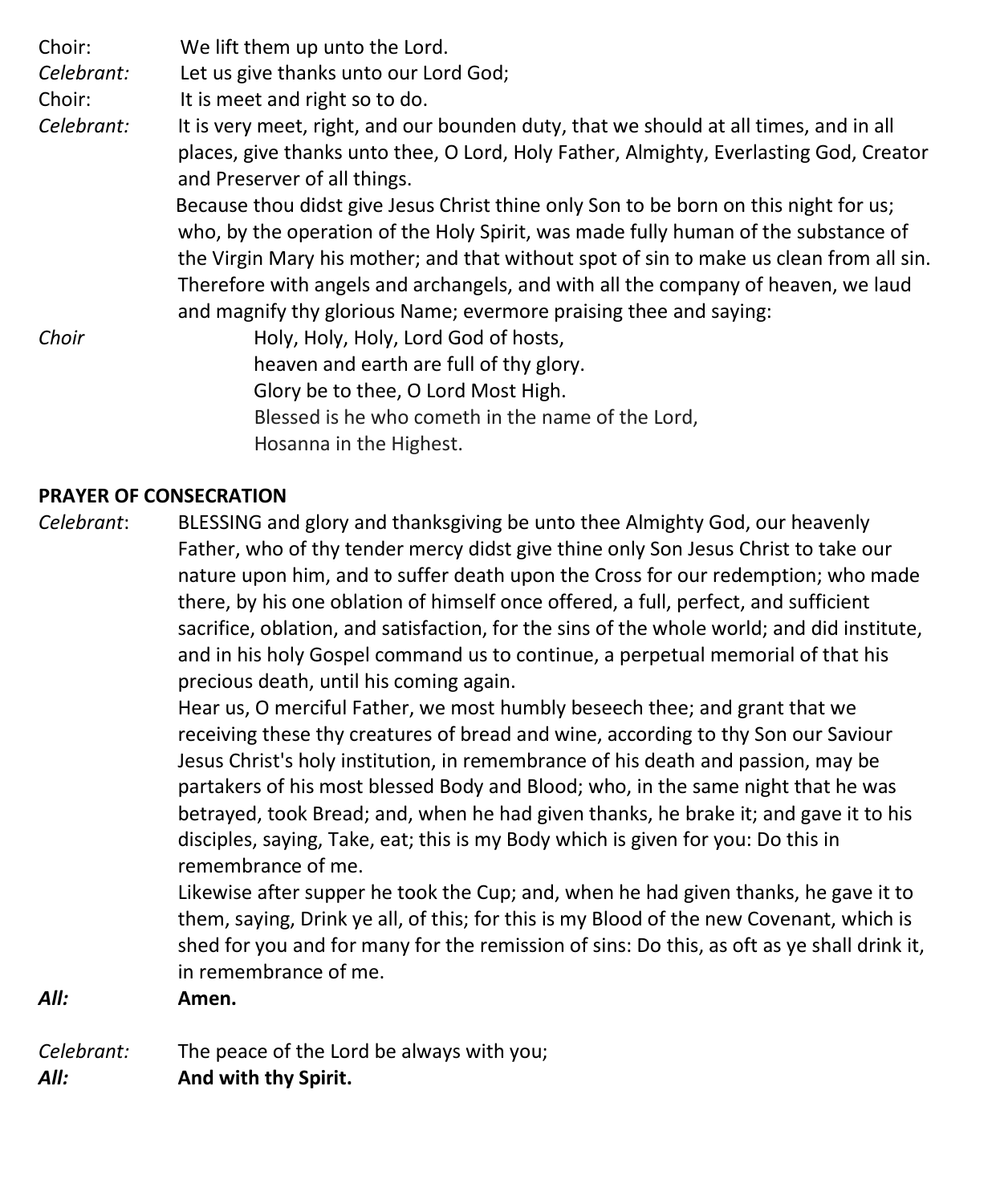Choir: We lift them up unto the Lord.

*Celebrant:* Let us give thanks unto our Lord God;

Choir: It is meet and right so to do.

*Celebrant:* It is very meet, right, and our bounden duty, that we should at all times, and in all places, give thanks unto thee, O Lord, Holy Father, Almighty, Everlasting God, Creator and Preserver of all things.

Because thou didst give Jesus Christ thine only Son to be born on this night for us; who, by the operation of the Holy Spirit, was made fully human of the substance of the Virgin Mary his mother; and that without spot of sin to make us clean from all sin. Therefore with angels and archangels, and with all the company of heaven, we laud and magnify thy glorious Name; evermore praising thee and saying:

*Choir*

Holy, Holy, Holy, Lord God of hosts,
heaven and earth are full of thy glory.
Glory be to thee, O Lord Most High.
Blessed is he who cometh in the name of the Lord,
Hosanna in the Highest.

**PRAYER OF CONSECRATION**

*Celebrant*: BLESSING and glory and thanksgiving be unto thee Almighty God, our heavenly Father, who of thy tender mercy didst give thine only Son Jesus Christ to take our nature upon him, and to suffer death upon the Cross for our redemption; who made there, by his one oblation of himself once offered, a full, perfect, and sufficient sacrifice, oblation, and satisfaction, for the sins of the whole world; and did institute, and in his holy Gospel command us to continue, a perpetual memorial of that his precious death, until his coming again.

Hear us, O merciful Father, we most humbly beseech thee; and grant that we receiving these thy creatures of bread and wine, according to thy Son our Saviour Jesus Christ's holy institution, in remembrance of his death and passion, may be partakers of his most blessed Body and Blood; who, in the same night that he was betrayed, took Bread; and, when he had given thanks, he brake it; and gave it to his disciples, saying, Take, eat; this is my Body which is given for you: Do this in remembrance of me.

Likewise after supper he took the Cup; and, when he had given thanks, he gave it to them, saying, Drink ye all, of this; for this is my Blood of the new Covenant, which is shed for you and for many for the remission of sins: Do this, as oft as ye shall drink it, in remembrance of me.

***All:*** **Amen.**

*Celebrant:* The peace of the Lord be always with you;

***All:*** **And with thy Spirit.**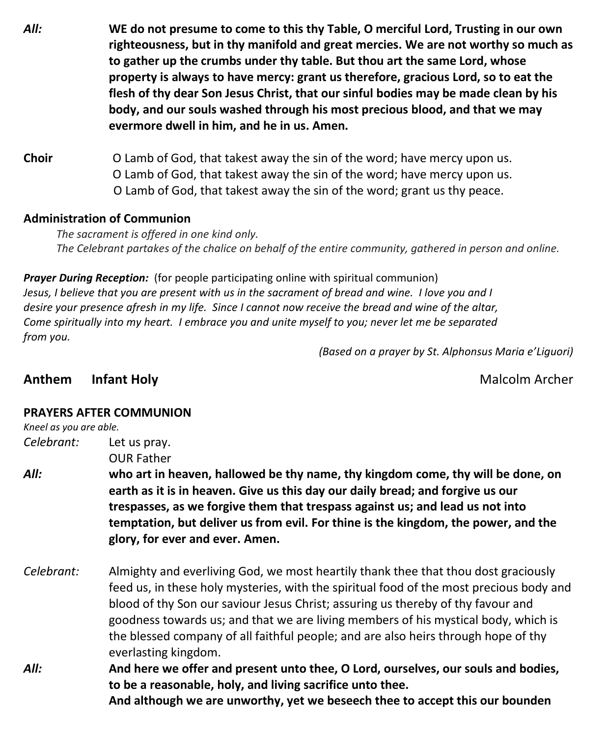*All:* **WE do not presume to come to this thy Table, O merciful Lord, Trusting in our own righteousness, but in thy manifold and great mercies. We are not worthy so much as to gather up the crumbs under thy table. But thou art the same Lord, whose property is always to have mercy: grant us therefore, gracious Lord, so to eat the flesh of thy dear Son Jesus Christ, that our sinful bodies may be made clean by his body, and our souls washed through his most precious blood, and that we may evermore dwell in him, and he in us. Amen.**

**Choir** O Lamb of God, that takest away the sin of the word; have mercy upon us.
O Lamb of God, that takest away the sin of the word; have mercy upon us.
O Lamb of God, that takest away the sin of the word; grant us thy peace.

**Administration of Communion**

*The sacrament is offered in one kind only.*
*The Celebrant partakes of the chalice on behalf of the entire community, gathered in person and online.*

***Prayer During Reception:*** (for people participating online with spiritual communion)
*Jesus, I believe that you are present with us in the sacrament of bread and wine. I love you and I desire your presence afresh in my life. Since I cannot now receive the bread and wine of the altar, Come spiritually into my heart. I embrace you and unite myself to you; never let me be separated from you.*

*(Based on a prayer by St. Alphonsus Maria e'Liguori)*

## Anthem Infant Holy — Malcolm Archer

**PRAYERS AFTER COMMUNION**

*Kneel as you are able.*

*Celebrant:* Let us pray.
OUR Father

*All:* **who art in heaven, hallowed be thy name, thy kingdom come, thy will be done, on earth as it is in heaven. Give us this day our daily bread; and forgive us our trespasses, as we forgive them that trespass against us; and lead us not into temptation, but deliver us from evil. For thine is the kingdom, the power, and the glory, for ever and ever. Amen.**

*Celebrant:* Almighty and everliving God, we most heartily thank thee that thou dost graciously feed us, in these holy mysteries, with the spiritual food of the most precious body and blood of thy Son our saviour Jesus Christ; assuring us thereby of thy favour and goodness towards us; and that we are living members of his mystical body, which is the blessed company of all faithful people; and are also heirs through hope of thy everlasting kingdom.

*All:* **And here we offer and present unto thee, O Lord, ourselves, our souls and bodies, to be a reasonable, holy, and living sacrifice unto thee.**
**And although we are unworthy, yet we beseech thee to accept this our bounden**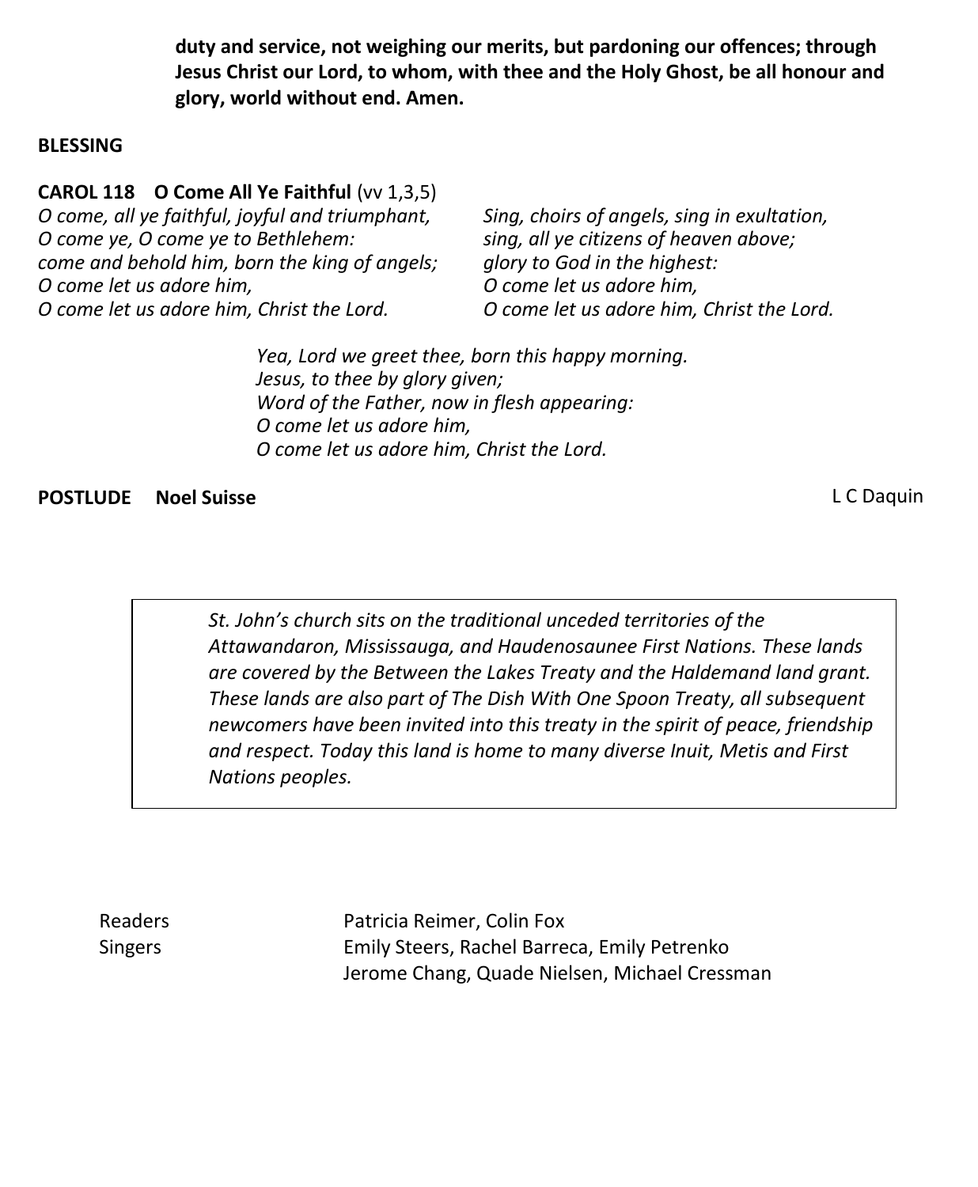**duty and service, not weighing our merits, but pardoning our offences; through Jesus Christ our Lord, to whom, with thee and the Holy Ghost, be all honour and glory, world without end. Amen.**

**BLESSING**

**CAROL 118 O Come All Ye Faithful** (vv 1,3,5)

*O come, all ye faithful, joyful and triumphant,*
*O come ye, O come ye to Bethlehem:*
*come and behold him, born the king of angels;*
*O come let us adore him,*
*O come let us adore him, Christ the Lord.*

*Sing, choirs of angels, sing in exultation,*
*sing, all ye citizens of heaven above;*
*glory to God in the highest:*
*O come let us adore him,*
*O come let us adore him, Christ the Lord.*

*Yea, Lord we greet thee, born this happy morning.*
*Jesus, to thee by glory given;*
*Word of the Father, now in flesh appearing:*
*O come let us adore him,*
*O come let us adore him, Christ the Lord.*

**POSTLUDE Noel Suisse** L C Daquin

*St. John's church sits on the traditional unceded territories of the Attawandaron, Mississauga, and Haudenosaunee First Nations. These lands are covered by the Between the Lakes Treaty and the Haldemand land grant. These lands are also part of The Dish With One Spoon Treaty, all subsequent newcomers have been invited into this treaty in the spirit of peace, friendship and respect. Today this land is home to many diverse Inuit, Metis and First Nations peoples.*

Readers Patricia Reimer, Colin Fox
Singers Emily Steers, Rachel Barreca, Emily Petrenko
Jerome Chang, Quade Nielsen, Michael Cressman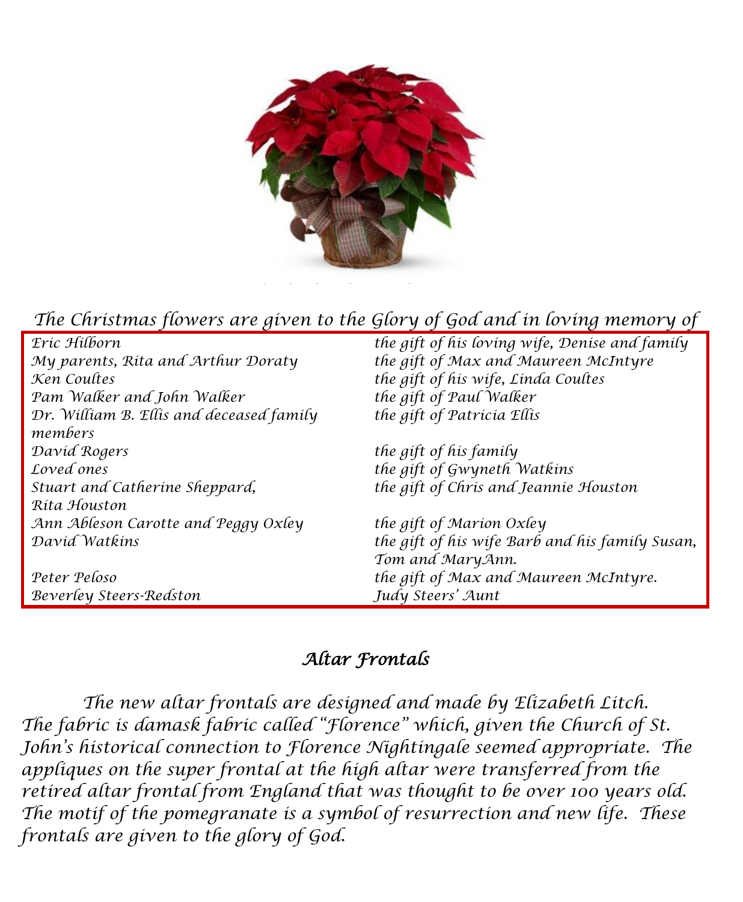*The Christmas flowers are given to the Glory of God and in loving memory of*

| | |
|---|---|
| *Eric Hilborn* | *the gift of his loving wife, Denise and family* |
| *My parents, Rita and Arthur Doraty* | *the gift of Max and Maureen McIntyre* |
| *Ken Coultes* | *the gift of his wife, Linda Coultes* |
| *Pam Walker and John Walker* | *the gift of Paul Walker* |
| *Dr. William B. Ellis and deceased family members* | *the gift of Patricia Ellis* |
| *David Rogers* | *the gift of his family* |
| *Loved ones* | *the gift of Gwyneth Watkins* |
| *Stuart and Catherine Sheppard, Rita Houston* | *the gift of Chris and Jeannie Houston* |
| *Ann Ableson Carotte and Peggy Oxley* | *the gift of Marion Oxley* |
| *David Watkins* | *the gift of his wife Barb and his family Susan, Tom and MaryAnn.* |
| *Peter Peloso* | *the gift of Max and Maureen McIntyre.* |
| *Beverley Steers-Redston* | *Judy Steers' Aunt* |

## *Altar Frontals*

*The new altar frontals are designed and made by Elizabeth Litch. The fabric is damask fabric called "Florence" which, given the Church of St. John's historical connection to Florence Nightingale seemed appropriate. The appliques on the super frontal at the high altar were transferred from the retired altar frontal from England that was thought to be over 100 years old. The motif of the pomegranate is a symbol of resurrection and new life. These frontals are given to the glory of God.*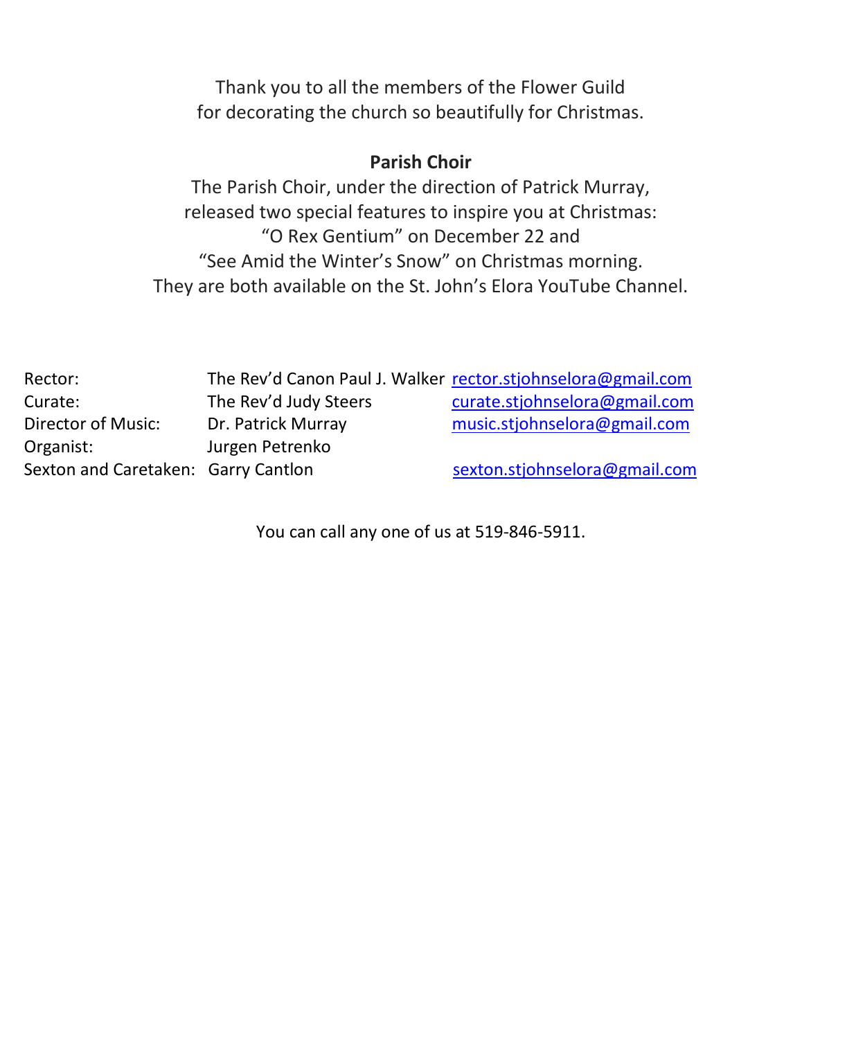Thank you to all the members of the Flower Guild
for decorating the church so beautifully for Christmas.

**Parish Choir**

The Parish Choir, under the direction of Patrick Murray,
released two special features to inspire you at Christmas:
"O Rex Gentium" on December 22 and
"See Amid the Winter's Snow" on Christmas morning.
They are both available on the St. John's Elora YouTube Channel.

| | | |
|---|---|---|
| Rector: | The Rev'd Canon Paul J. Walker | rector.stjohnselora@gmail.com |
| Curate: | The Rev'd Judy Steers | curate.stjohnselora@gmail.com |
| Director of Music: | Dr. Patrick Murray | music.stjohnselora@gmail.com |
| Organist: | Jurgen Petrenko | |
| Sexton and Caretaken: | Garry Cantlon | sexton.stjohnselora@gmail.com |

You can call any one of us at 519-846-5911.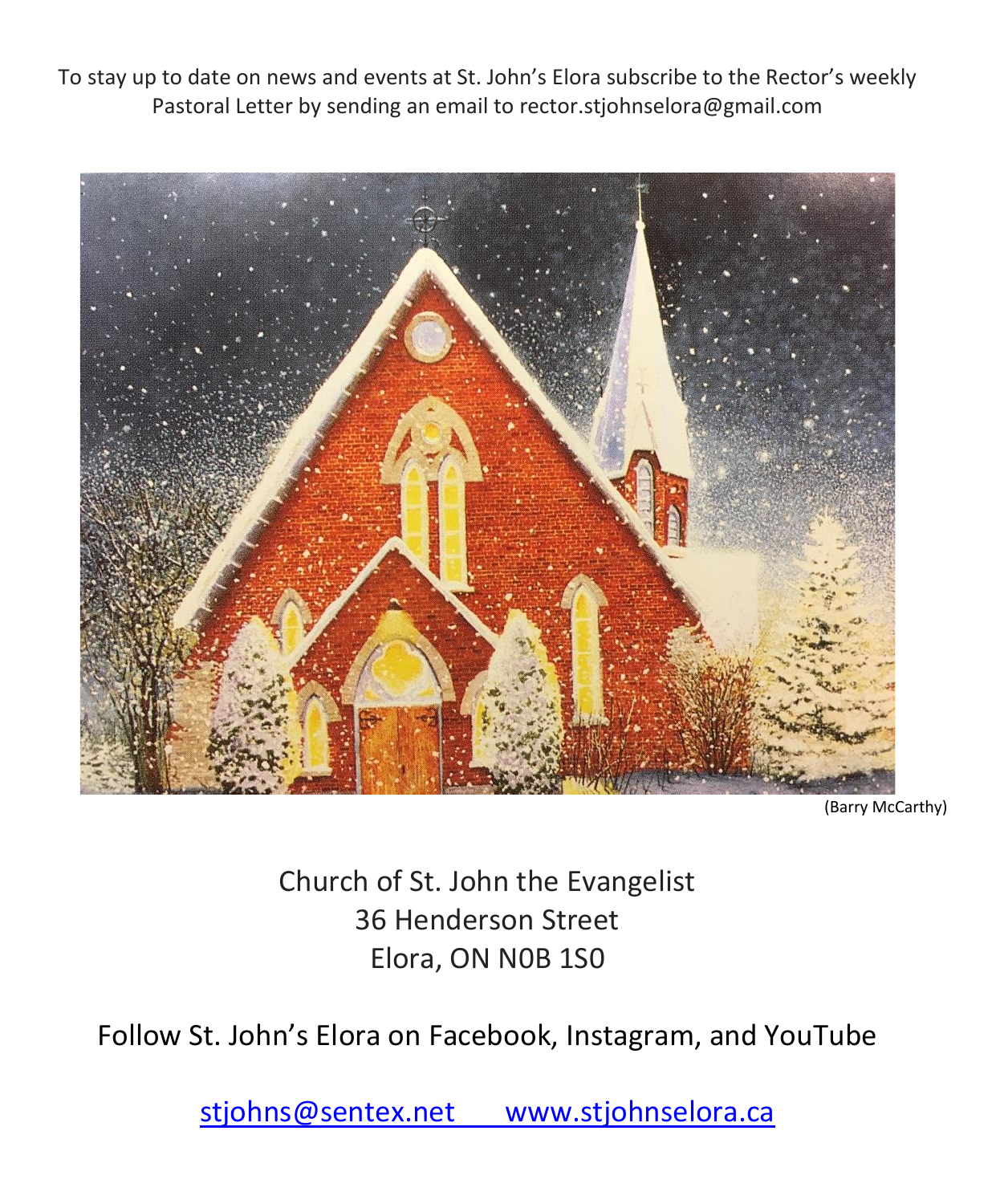To stay up to date on news and events at St. John's Elora subscribe to the Rector's weekly Pastoral Letter by sending an email to rector.stjohnselora@gmail.com

(Barry McCarthy)

Church of St. John the Evangelist
36 Henderson Street
Elora, ON N0B 1S0

Follow St. John's Elora on Facebook, Instagram, and YouTube

stjohns@sentex.net www.stjohnselora.ca